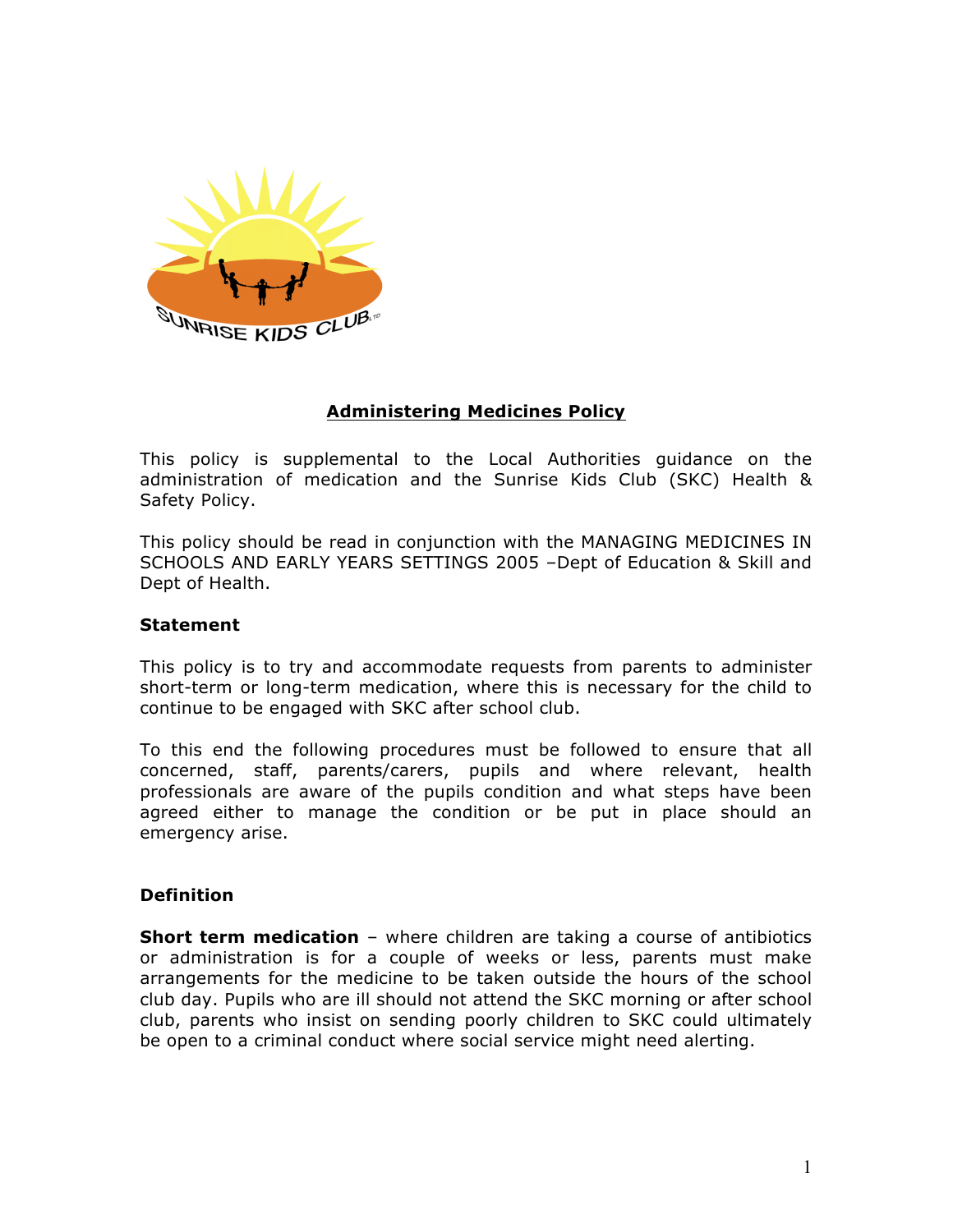# Administering Medicines Policy

This policy is supplemental to the Local Authorities guidance on the administration of medication and the Sunrise Kids Club (SKC) Health & Safety Policy.

This policy should be read in conjunction with the MANAGING MEDICINES IN SCHOOLS AND EARLY YEARS SETTINGS 2005 –Dept of Education & Skill and Dept of Health.

## Statement

This policy is to try and accommodate requests from parents to administer short-term or long-term medication, where this is necessary for the child to continue to be engaged with SKC after school club.

To this end the following procedures must be followed to ensure that all concerned, staff, parents/carers, pupils and where relevant, health professionals are aware of the pupils condition and what steps have been agreed either to manage the condition or be put in place should an emergency arise.

## Definition

**Short term medication** – where children are taking a course of antibiotics or administration is for a couple of weeks or less, parents must make arrangements for the medicine to be taken outside the hours of the school club day. Pupils who are ill should not attend the SKC morning or after school club, parents who insist on sending poorly children to SKC could ultimately be open to a criminal conduct where social service might need alerting.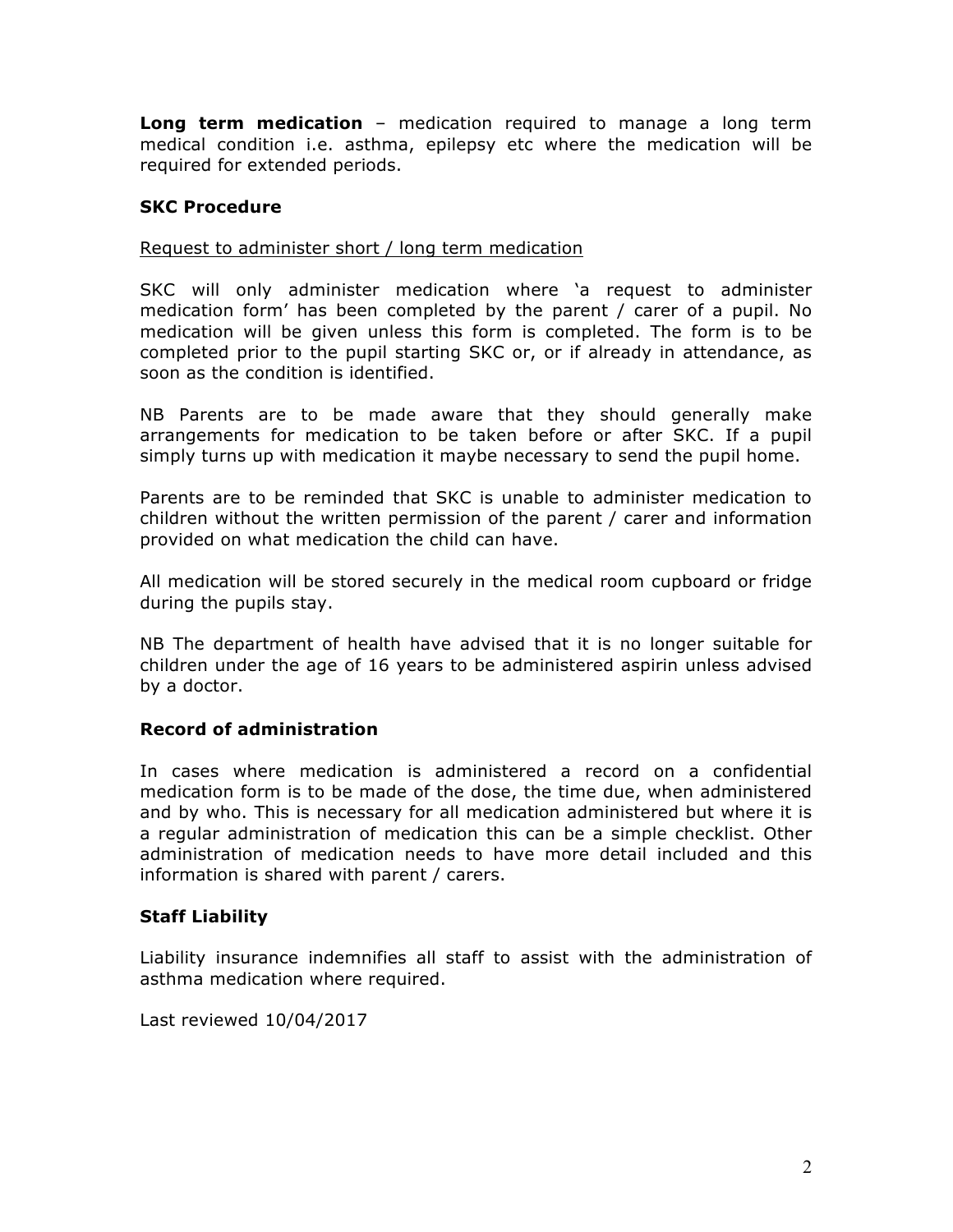**Long term medication** – medication required to manage a long term medical condition i.e. asthma, epilepsy etc where the medication will be required for extended periods.

### SKC Procedure

Request to administer short / long term medication

SKC will only administer medication where 'a request to administer medication form' has been completed by the parent / carer of a pupil. No medication will be given unless this form is completed. The form is to be completed prior to the pupil starting SKC or, or if already in attendance, as soon as the condition is identified.

NB Parents are to be made aware that they should generally make arrangements for medication to be taken before or after SKC. If a pupil simply turns up with medication it maybe necessary to send the pupil home.

Parents are to be reminded that SKC is unable to administer medication to children without the written permission of the parent / carer and information provided on what medication the child can have.

All medication will be stored securely in the medical room cupboard or fridge during the pupils stay.

NB The department of health have advised that it is no longer suitable for children under the age of 16 years to be administered aspirin unless advised by a doctor.

### Record of administration

In cases where medication is administered a record on a confidential medication form is to be made of the dose, the time due, when administered and by who. This is necessary for all medication administered but where it is a regular administration of medication this can be a simple checklist. Other administration of medication needs to have more detail included and this information is shared with parent / carers.

### Staff Liability

Liability insurance indemnifies all staff to assist with the administration of asthma medication where required.

Last reviewed 10/04/2017